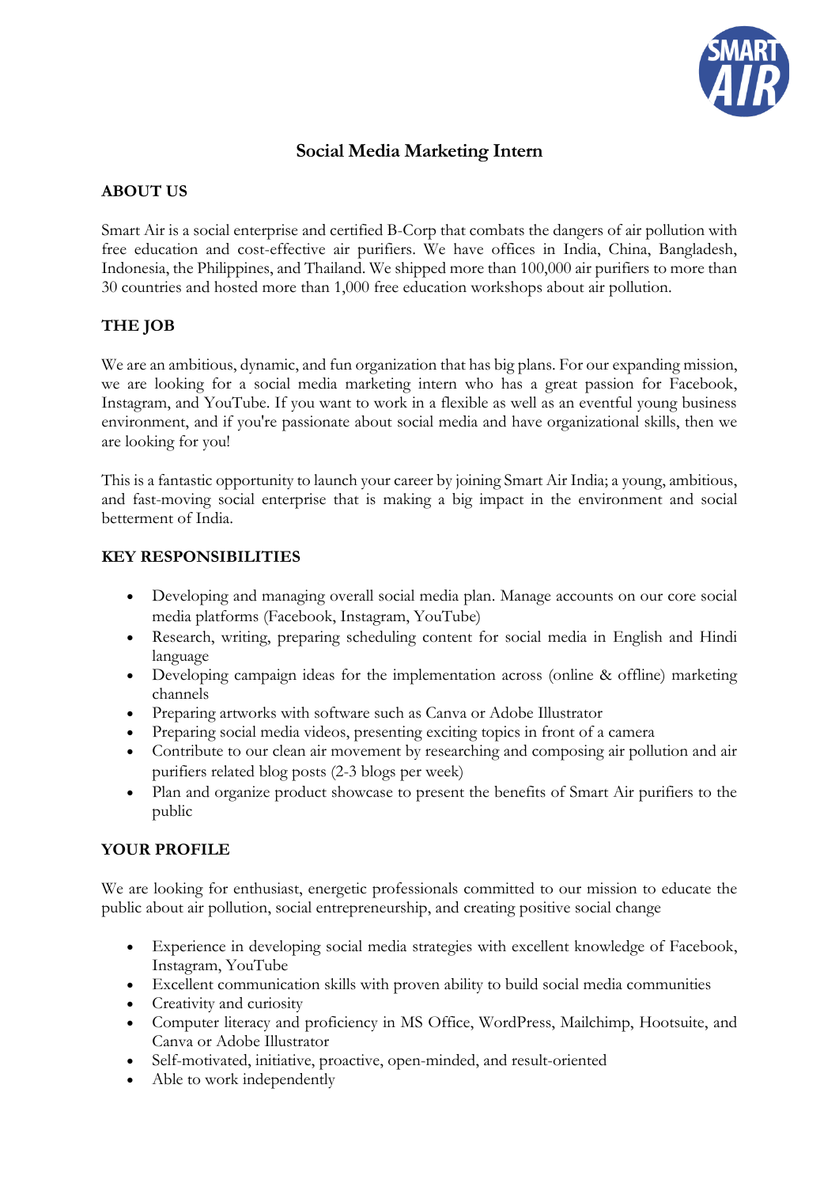# Social Media Marketing Intern

## ABOUT US

Smart Air is a social enterprise and certified B-Corp that combats the dangers of air pollution with free education and cost-effective air purifiers. We have offices in India, China, Bangladesh, Indonesia, the Philippines, and Thailand. We shipped more than 100,000 air purifiers to more than 30 countries and hosted more than 1,000 free education workshops about air pollution.

## THE JOB

We are an ambitious, dynamic, and fun organization that has big plans. For our expanding mission, we are looking for a social media marketing intern who has a great passion for Facebook, Instagram, and YouTube. If you want to work in a flexible as well as an eventful young business environment, and if you're passionate about social media and have organizational skills, then we are looking for you!

This is a fantastic opportunity to launch your career by joining Smart Air India; a young, ambitious, and fast-moving social enterprise that is making a big impact in the environment and social betterment of India.

## KEY RESPONSIBILITIES

- Developing and managing overall social media plan. Manage accounts on our core social media platforms (Facebook, Instagram, YouTube)
- Research, writing, preparing scheduling content for social media in English and Hindi language
- Developing campaign ideas for the implementation across (online & offline) marketing channels
- Preparing artworks with software such as Canva or Adobe Illustrator
- Preparing social media videos, presenting exciting topics in front of a camera
- Contribute to our clean air movement by researching and composing air pollution and air purifiers related blog posts (2-3 blogs per week)
- Plan and organize product showcase to present the benefits of Smart Air purifiers to the public

## YOUR PROFILE

We are looking for enthusiast, energetic professionals committed to our mission to educate the public about air pollution, social entrepreneurship, and creating positive social change

- Experience in developing social media strategies with excellent knowledge of Facebook, Instagram, YouTube
- Excellent communication skills with proven ability to build social media communities
- Creativity and curiosity
- Computer literacy and proficiency in MS Office, WordPress, Mailchimp, Hootsuite, and Canva or Adobe Illustrator
- Self-motivated, initiative, proactive, open-minded, and result-oriented
- Able to work independently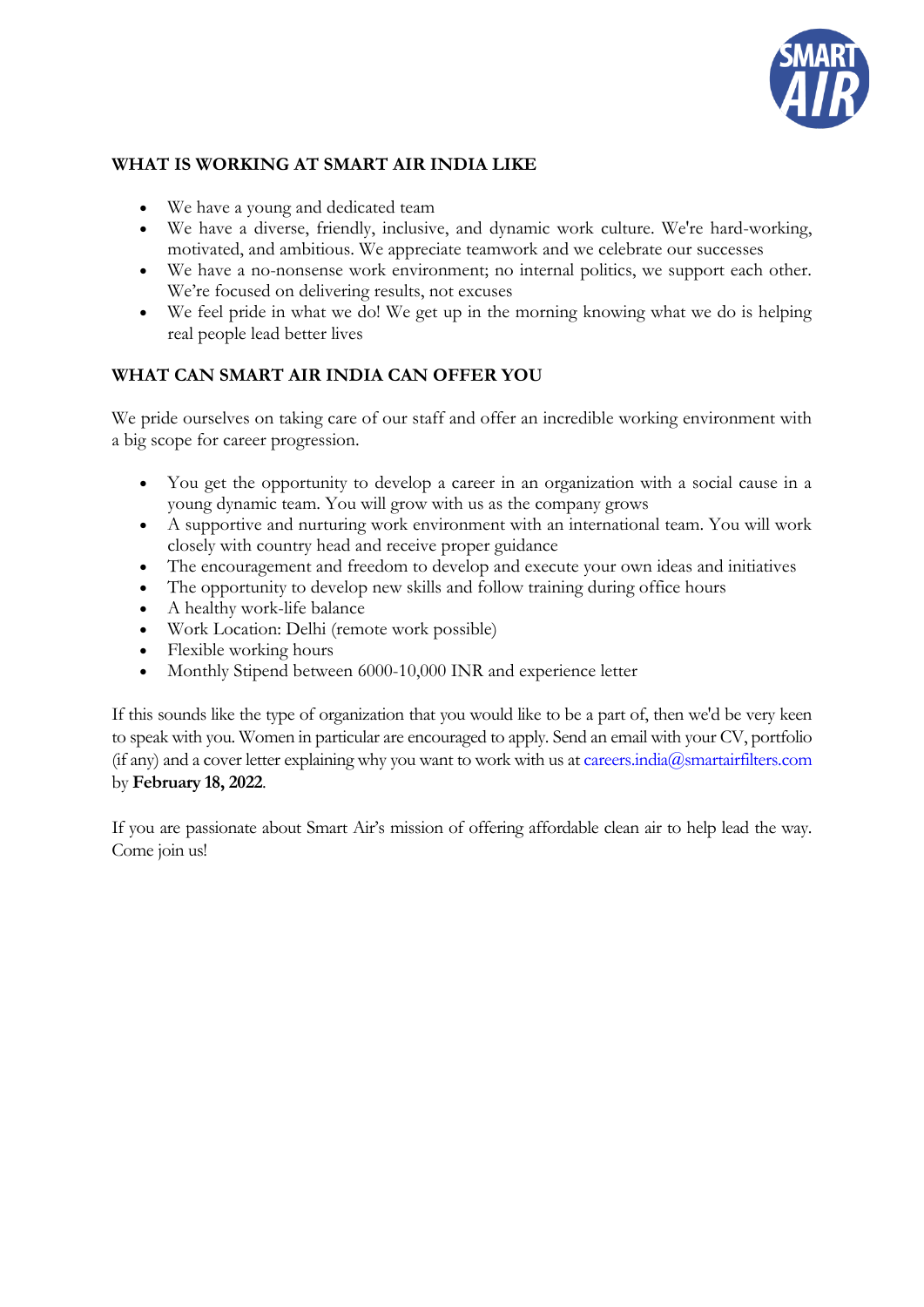## WHAT IS WORKING AT SMART AIR INDIA LIKE

- We have a young and dedicated team
- We have a diverse, friendly, inclusive, and dynamic work culture. We're hard-working, motivated, and ambitious. We appreciate teamwork and we celebrate our successes
- We have a no-nonsense work environment; no internal politics, we support each other. We're focused on delivering results, not excuses
- We feel pride in what we do! We get up in the morning knowing what we do is helping real people lead better lives

## WHAT CAN SMART AIR INDIA CAN OFFER YOU

We pride ourselves on taking care of our staff and offer an incredible working environment with a big scope for career progression.

- You get the opportunity to develop a career in an organization with a social cause in a young dynamic team. You will grow with us as the company grows
- A supportive and nurturing work environment with an international team. You will work closely with country head and receive proper guidance
- The encouragement and freedom to develop and execute your own ideas and initiatives
- The opportunity to develop new skills and follow training during office hours
- A healthy work-life balance
- Work Location: Delhi (remote work possible)
- Flexible working hours
- Monthly Stipend between 6000-10,000 INR and experience letter

If this sounds like the type of organization that you would like to be a part of, then we'd be very keen to speak with you. Women in particular are encouraged to apply. Send an email with your CV, portfolio (if any) and a cover letter explaining why you want to work with us at careers.india@smartairfilters.com by **February 18, 2022**.

If you are passionate about Smart Air's mission of offering affordable clean air to help lead the way. Come join us!